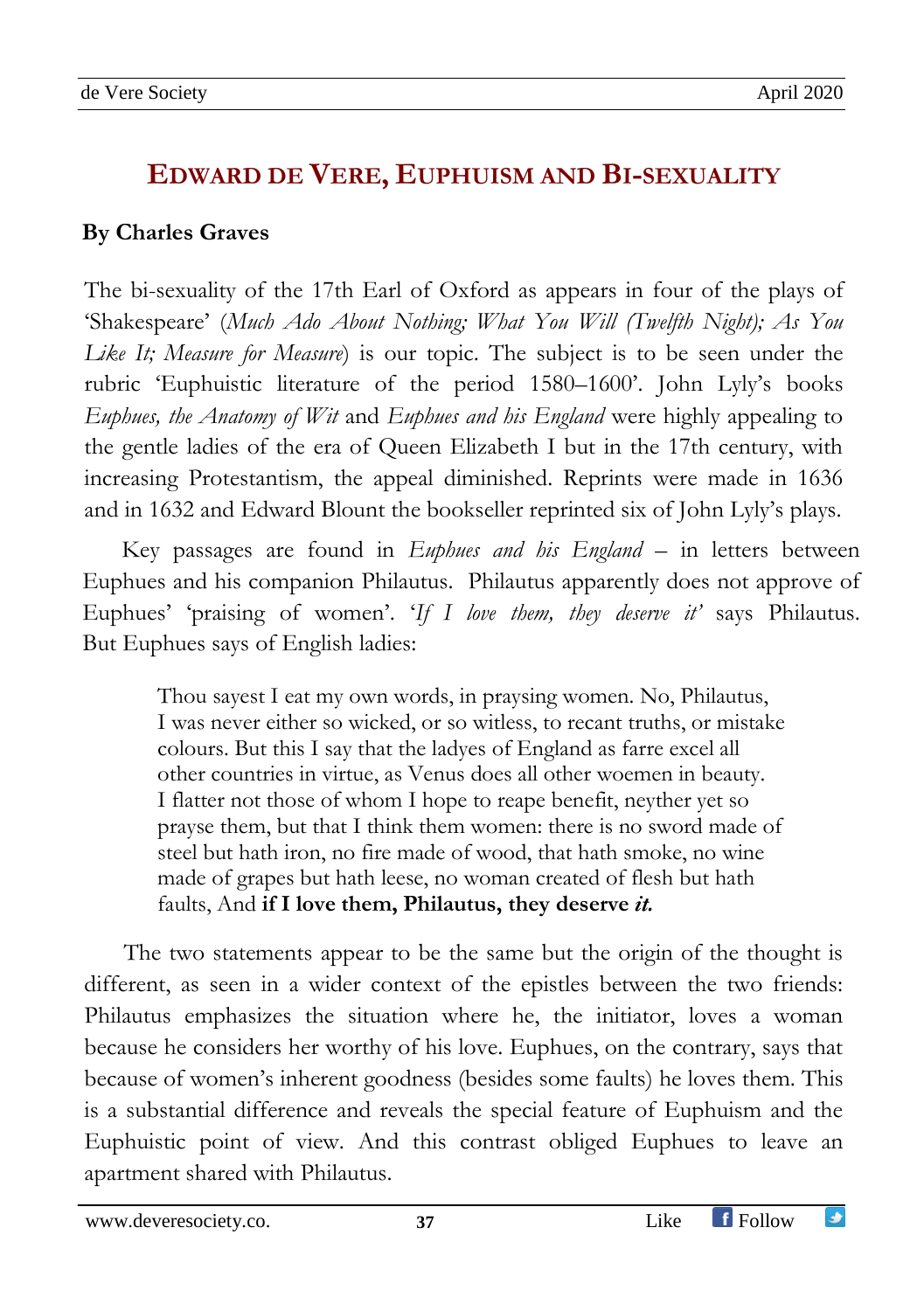# EDWARD DE VERE, EUPHUISM AND BI-SEXUALITY

**By Charles Graves**

The bi-sexuality of the 17th Earl of Oxford as appears in four of the plays of 'Shakespeare' (*Much Ado About Nothing; What You Will (Twelfth Night); As You Like It; Measure for Measure*) is our topic. The subject is to be seen under the rubric 'Euphuistic literature of the period 1580–1600'. John Lyly's books *Euphues, the Anatomy of Wit* and *Euphues and his England* were highly appealing to the gentle ladies of the era of Queen Elizabeth I but in the 17th century, with increasing Protestantism, the appeal diminished. Reprints were made in 1636 and in 1632 and Edward Blount the bookseller reprinted six of John Lyly's plays.

Key passages are found in *Euphues and his England* – in letters between Euphues and his companion Philautus. Philautus apparently does not approve of Euphues' 'praising of women'. '*If I love them, they deserve it'* says Philautus. But Euphues says of English ladies:

> Thou sayest I eat my own words, in praysing women. No, Philautus, I was never either so wicked, or so witless, to recant truths, or mistake colours. But this I say that the ladyes of England as farre excel all other countries in virtue, as Venus does all other woemen in beauty. I flatter not those of whom I hope to reape benefit, neyther yet so prayse them, but that I think them women: there is no sword made of steel but hath iron, no fire made of wood, that hath smoke, no wine made of grapes but hath leese, no woman created of flesh but hath faults, And **if I love them, Philautus, they deserve *it.***

The two statements appear to be the same but the origin of the thought is different, as seen in a wider context of the epistles between the two friends: Philautus emphasizes the situation where he, the initiator, loves a woman because he considers her worthy of his love. Euphues, on the contrary, says that because of women's inherent goodness (besides some faults) he loves them. This is a substantial difference and reveals the special feature of Euphuism and the Euphuistic point of view. And this contrast obliged Euphues to leave an apartment shared with Philautus.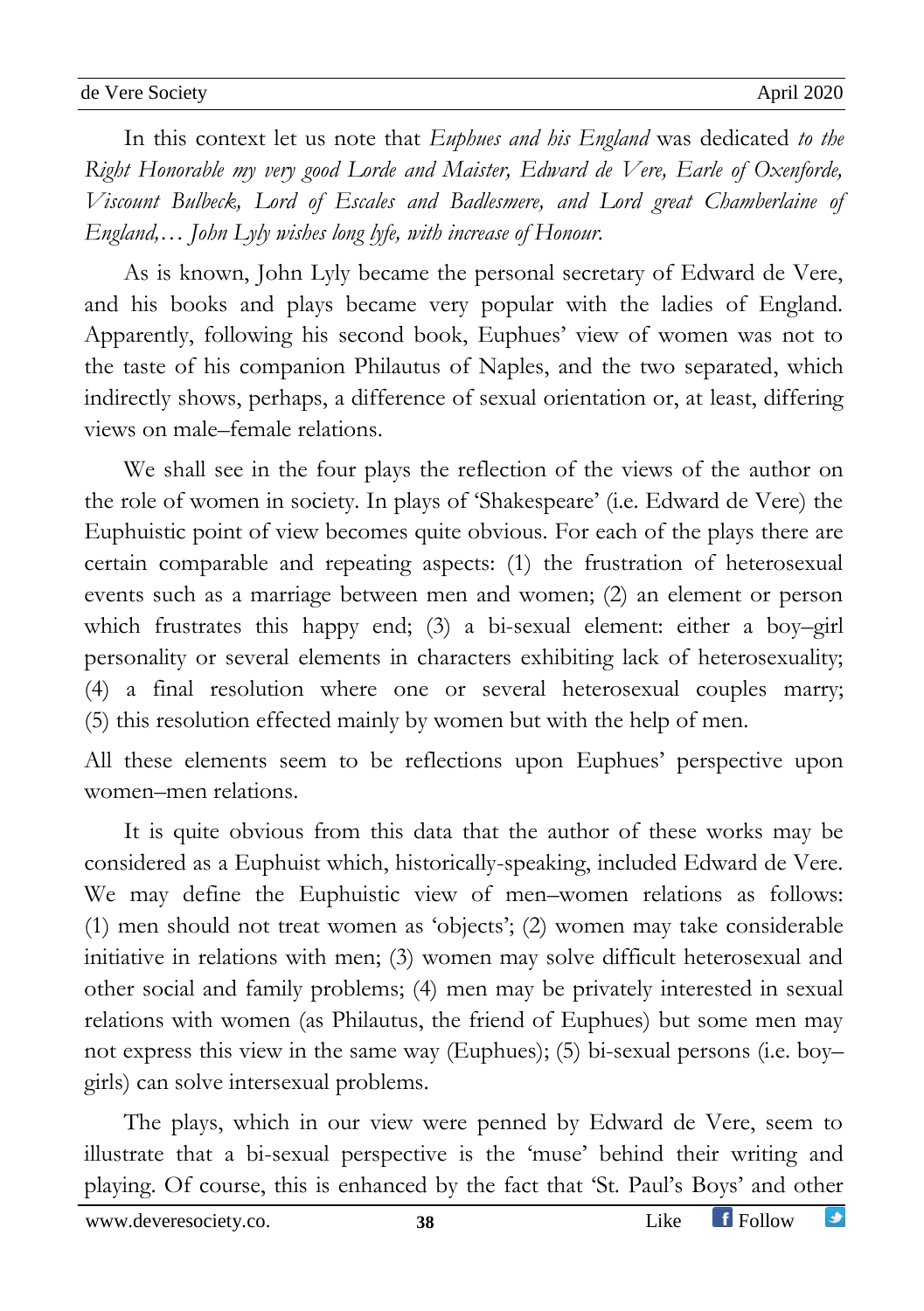In this context let us note that *Euphues and his England* was dedicated *to the Right Honorable my very good Lorde and Maister, Edward de Vere, Earle of Oxenforde, Viscount Bulbeck, Lord of Escales and Badlesmere, and Lord great Chamberlaine of England,… John Lyly wishes long lyfe, with increase of Honour.*

As is known, John Lyly became the personal secretary of Edward de Vere, and his books and plays became very popular with the ladies of England. Apparently, following his second book, Euphues' view of women was not to the taste of his companion Philautus of Naples, and the two separated, which indirectly shows, perhaps, a difference of sexual orientation or, at least, differing views on male–female relations.

We shall see in the four plays the reflection of the views of the author on the role of women in society. In plays of 'Shakespeare' (i.e. Edward de Vere) the Euphuistic point of view becomes quite obvious. For each of the plays there are certain comparable and repeating aspects: (1) the frustration of heterosexual events such as a marriage between men and women; (2) an element or person which frustrates this happy end; (3) a bi-sexual element: either a boy–girl personality or several elements in characters exhibiting lack of heterosexuality; (4) a final resolution where one or several heterosexual couples marry; (5) this resolution effected mainly by women but with the help of men.

All these elements seem to be reflections upon Euphues' perspective upon women–men relations.

It is quite obvious from this data that the author of these works may be considered as a Euphuist which, historically-speaking, included Edward de Vere. We may define the Euphuistic view of men–women relations as follows: (1) men should not treat women as 'objects'; (2) women may take considerable initiative in relations with men; (3) women may solve difficult heterosexual and other social and family problems; (4) men may be privately interested in sexual relations with women (as Philautus, the friend of Euphues) but some men may not express this view in the same way (Euphues); (5) bi-sexual persons (i.e. boy–girls) can solve intersexual problems.

The plays, which in our view were penned by Edward de Vere, seem to illustrate that a bi-sexual perspective is the 'muse' behind their writing and playing. Of course, this is enhanced by the fact that 'St. Paul's Boys' and other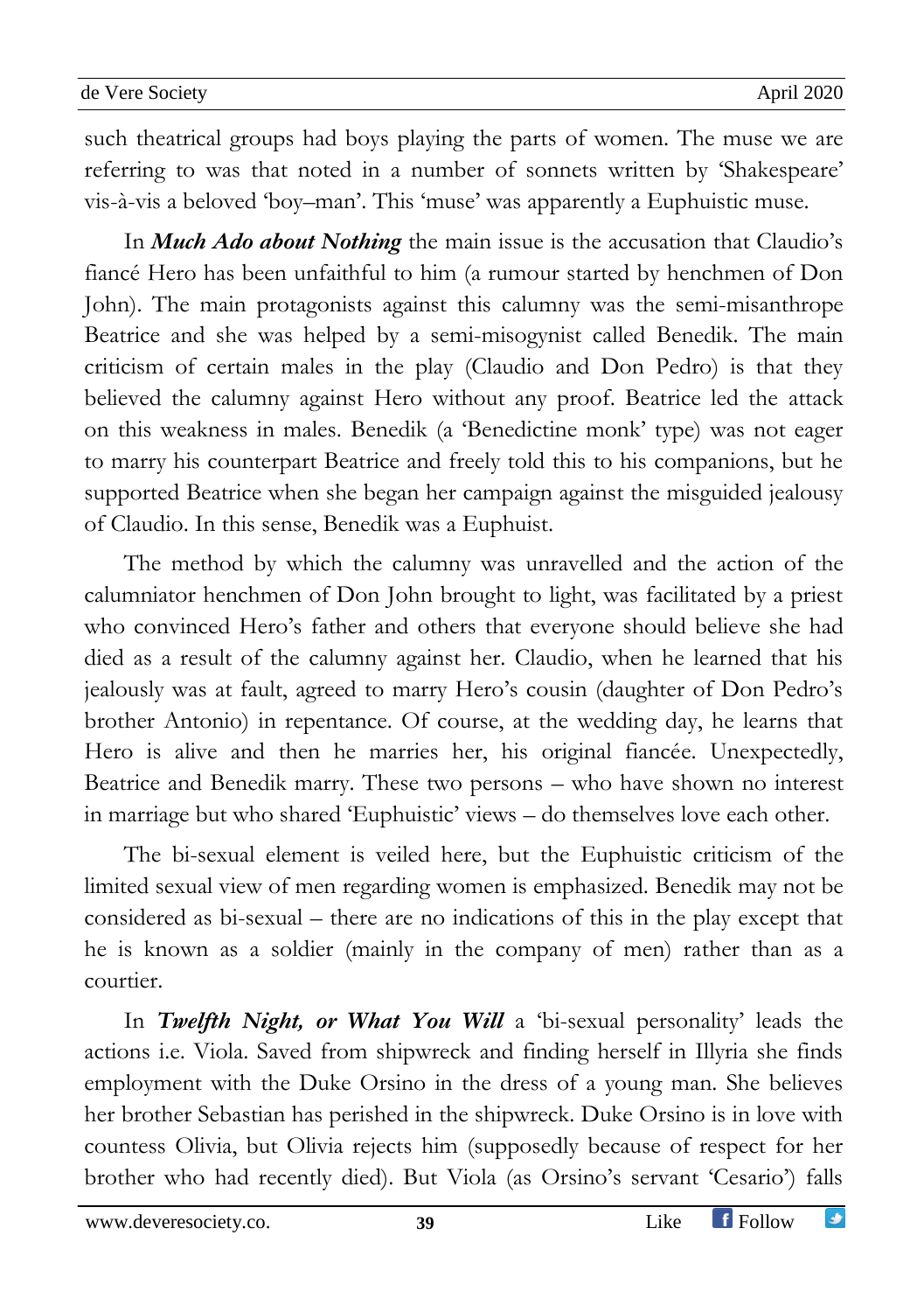such theatrical groups had boys playing the parts of women. The muse we are referring to was that noted in a number of sonnets written by 'Shakespeare' vis-à-vis a beloved 'boy–man'. This 'muse' was apparently a Euphuistic muse.

In ***Much Ado about Nothing*** the main issue is the accusation that Claudio's fiancé Hero has been unfaithful to him (a rumour started by henchmen of Don John). The main protagonists against this calumny was the semi-misanthrope Beatrice and she was helped by a semi-misogynist called Benedik. The main criticism of certain males in the play (Claudio and Don Pedro) is that they believed the calumny against Hero without any proof. Beatrice led the attack on this weakness in males. Benedik (a 'Benedictine monk' type) was not eager to marry his counterpart Beatrice and freely told this to his companions, but he supported Beatrice when she began her campaign against the misguided jealousy of Claudio. In this sense, Benedik was a Euphuist.

The method by which the calumny was unravelled and the action of the calumniator henchmen of Don John brought to light, was facilitated by a priest who convinced Hero's father and others that everyone should believe she had died as a result of the calumny against her. Claudio, when he learned that his jealously was at fault, agreed to marry Hero's cousin (daughter of Don Pedro's brother Antonio) in repentance. Of course, at the wedding day, he learns that Hero is alive and then he marries her, his original fiancée. Unexpectedly, Beatrice and Benedik marry. These two persons – who have shown no interest in marriage but who shared 'Euphuistic' views – do themselves love each other.

The bi-sexual element is veiled here, but the Euphuistic criticism of the limited sexual view of men regarding women is emphasized. Benedik may not be considered as bi-sexual – there are no indications of this in the play except that he is known as a soldier (mainly in the company of men) rather than as a courtier.

In ***Twelfth Night, or What You Will*** a 'bi-sexual personality' leads the actions i.e. Viola. Saved from shipwreck and finding herself in Illyria she finds employment with the Duke Orsino in the dress of a young man. She believes her brother Sebastian has perished in the shipwreck. Duke Orsino is in love with countess Olivia, but Olivia rejects him (supposedly because of respect for her brother who had recently died). But Viola (as Orsino's servant 'Cesario') falls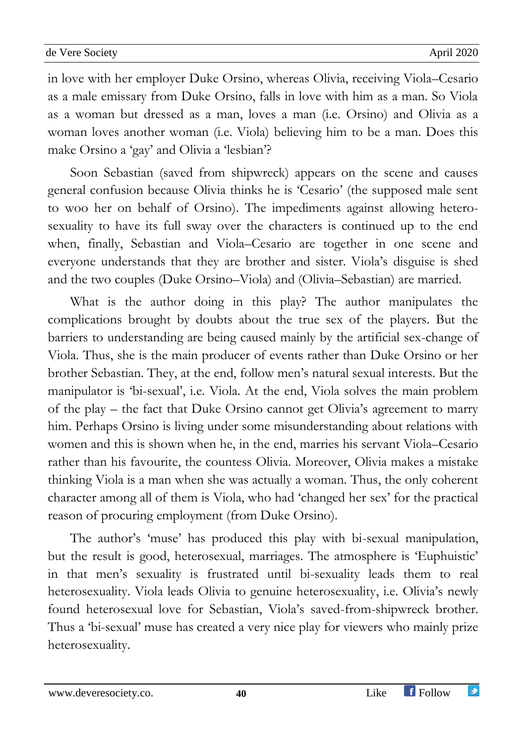in love with her employer Duke Orsino, whereas Olivia, receiving Viola–Cesario as a male emissary from Duke Orsino, falls in love with him as a man. So Viola as a woman but dressed as a man, loves a man (i.e. Orsino) and Olivia as a woman loves another woman (i.e. Viola) believing him to be a man. Does this make Orsino a 'gay' and Olivia a 'lesbian'?

Soon Sebastian (saved from shipwreck) appears on the scene and causes general confusion because Olivia thinks he is 'Cesario' (the supposed male sent to woo her on behalf of Orsino). The impediments against allowing hetero-sexuality to have its full sway over the characters is continued up to the end when, finally, Sebastian and Viola–Cesario are together in one scene and everyone understands that they are brother and sister. Viola's disguise is shed and the two couples (Duke Orsino–Viola) and (Olivia–Sebastian) are married.

What is the author doing in this play? The author manipulates the complications brought by doubts about the true sex of the players. But the barriers to understanding are being caused mainly by the artificial sex-change of Viola. Thus, she is the main producer of events rather than Duke Orsino or her brother Sebastian. They, at the end, follow men's natural sexual interests. But the manipulator is 'bi-sexual', i.e. Viola. At the end, Viola solves the main problem of the play – the fact that Duke Orsino cannot get Olivia's agreement to marry him. Perhaps Orsino is living under some misunderstanding about relations with women and this is shown when he, in the end, marries his servant Viola–Cesario rather than his favourite, the countess Olivia. Moreover, Olivia makes a mistake thinking Viola is a man when she was actually a woman. Thus, the only coherent character among all of them is Viola, who had 'changed her sex' for the practical reason of procuring employment (from Duke Orsino).

The author's 'muse' has produced this play with bi-sexual manipulation, but the result is good, heterosexual, marriages. The atmosphere is 'Euphuistic' in that men's sexuality is frustrated until bi-sexuality leads them to real heterosexuality. Viola leads Olivia to genuine heterosexuality, i.e. Olivia's newly found heterosexual love for Sebastian, Viola's saved-from-shipwreck brother. Thus a 'bi-sexual' muse has created a very nice play for viewers who mainly prize heterosexuality.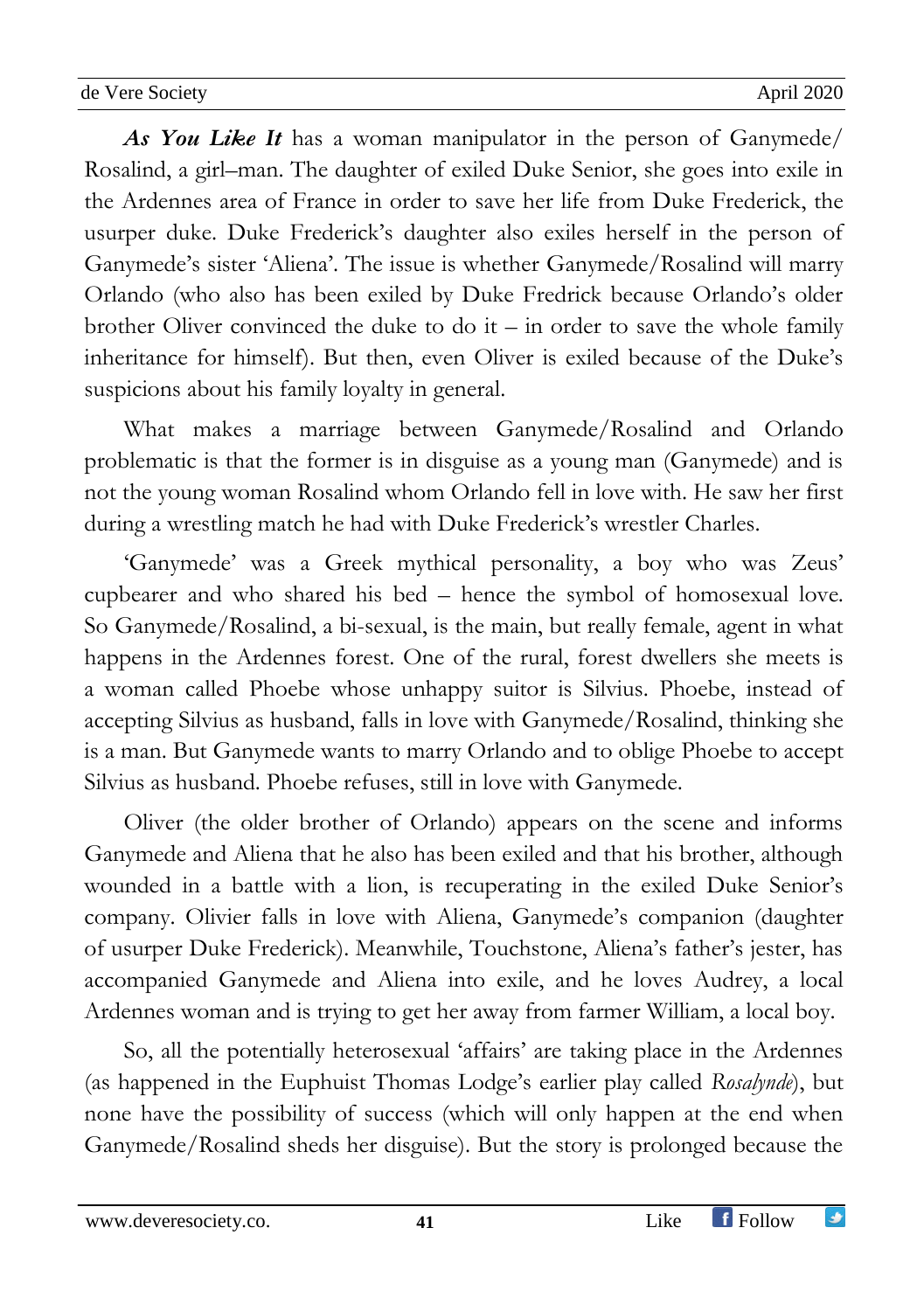***As You Like It*** has a woman manipulator in the person of Ganymede/ Rosalind, a girl–man. The daughter of exiled Duke Senior, she goes into exile in the Ardennes area of France in order to save her life from Duke Frederick, the usurper duke. Duke Frederick's daughter also exiles herself in the person of Ganymede's sister 'Aliena'. The issue is whether Ganymede/Rosalind will marry Orlando (who also has been exiled by Duke Fredrick because Orlando's older brother Oliver convinced the duke to do it – in order to save the whole family inheritance for himself). But then, even Oliver is exiled because of the Duke's suspicions about his family loyalty in general.

What makes a marriage between Ganymede/Rosalind and Orlando problematic is that the former is in disguise as a young man (Ganymede) and is not the young woman Rosalind whom Orlando fell in love with. He saw her first during a wrestling match he had with Duke Frederick's wrestler Charles.

'Ganymede' was a Greek mythical personality, a boy who was Zeus' cupbearer and who shared his bed – hence the symbol of homosexual love. So Ganymede/Rosalind, a bi-sexual, is the main, but really female, agent in what happens in the Ardennes forest. One of the rural, forest dwellers she meets is a woman called Phoebe whose unhappy suitor is Silvius. Phoebe, instead of accepting Silvius as husband, falls in love with Ganymede/Rosalind, thinking she is a man. But Ganymede wants to marry Orlando and to oblige Phoebe to accept Silvius as husband. Phoebe refuses, still in love with Ganymede.

Oliver (the older brother of Orlando) appears on the scene and informs Ganymede and Aliena that he also has been exiled and that his brother, although wounded in a battle with a lion, is recuperating in the exiled Duke Senior's company. Olivier falls in love with Aliena, Ganymede's companion (daughter of usurper Duke Frederick). Meanwhile, Touchstone, Aliena's father's jester, has accompanied Ganymede and Aliena into exile, and he loves Audrey, a local Ardennes woman and is trying to get her away from farmer William, a local boy.

So, all the potentially heterosexual 'affairs' are taking place in the Ardennes (as happened in the Euphuist Thomas Lodge's earlier play called *Rosalynde*), but none have the possibility of success (which will only happen at the end when Ganymede/Rosalind sheds her disguise). But the story is prolonged because the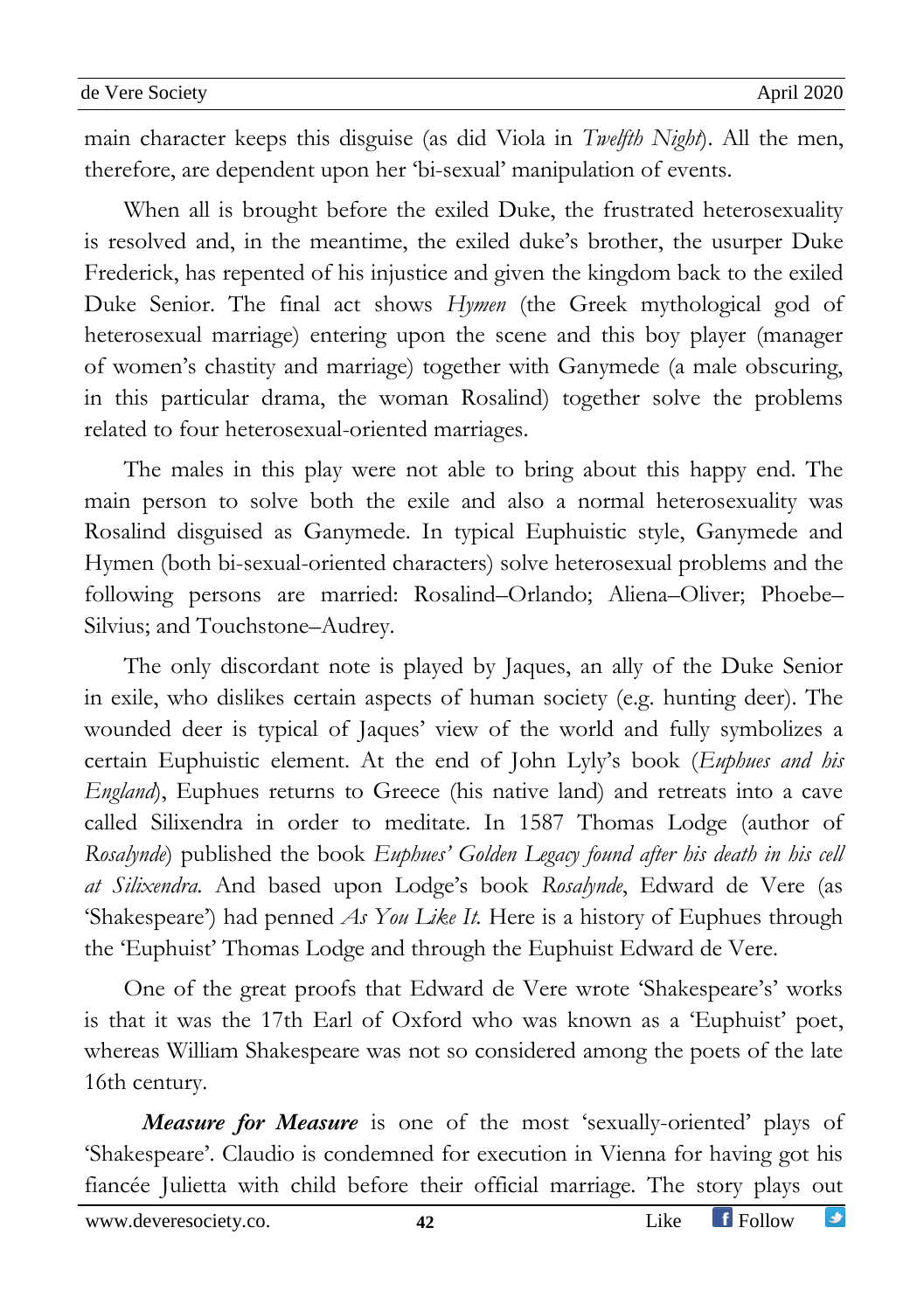main character keeps this disguise (as did Viola in *Twelfth Night*). All the men, therefore, are dependent upon her 'bi-sexual' manipulation of events.

When all is brought before the exiled Duke, the frustrated heterosexuality is resolved and, in the meantime, the exiled duke's brother, the usurper Duke Frederick, has repented of his injustice and given the kingdom back to the exiled Duke Senior. The final act shows *Hymen* (the Greek mythological god of heterosexual marriage) entering upon the scene and this boy player (manager of women's chastity and marriage) together with Ganymede (a male obscuring, in this particular drama, the woman Rosalind) together solve the problems related to four heterosexual-oriented marriages.

The males in this play were not able to bring about this happy end. The main person to solve both the exile and also a normal heterosexuality was Rosalind disguised as Ganymede. In typical Euphuistic style, Ganymede and Hymen (both bi-sexual-oriented characters) solve heterosexual problems and the following persons are married: Rosalind–Orlando; Aliena–Oliver; Phoebe–Silvius; and Touchstone–Audrey.

The only discordant note is played by Jaques, an ally of the Duke Senior in exile, who dislikes certain aspects of human society (e.g. hunting deer). The wounded deer is typical of Jaques' view of the world and fully symbolizes a certain Euphuistic element. At the end of John Lyly's book (*Euphues and his England*), Euphues returns to Greece (his native land) and retreats into a cave called Silixendra in order to meditate. In 1587 Thomas Lodge (author of *Rosalynde*) published the book *Euphues' Golden Legacy found after his death in his cell at Silixendra.* And based upon Lodge's book *Rosalynde*, Edward de Vere (as 'Shakespeare') had penned *As You Like It.* Here is a history of Euphues through the 'Euphuist' Thomas Lodge and through the Euphuist Edward de Vere.

One of the great proofs that Edward de Vere wrote 'Shakespeare's' works is that it was the 17th Earl of Oxford who was known as a 'Euphuist' poet, whereas William Shakespeare was not so considered among the poets of the late 16th century.

***Measure for Measure*** is one of the most 'sexually-oriented' plays of 'Shakespeare'. Claudio is condemned for execution in Vienna for having got his fiancée Julietta with child before their official marriage. The story plays out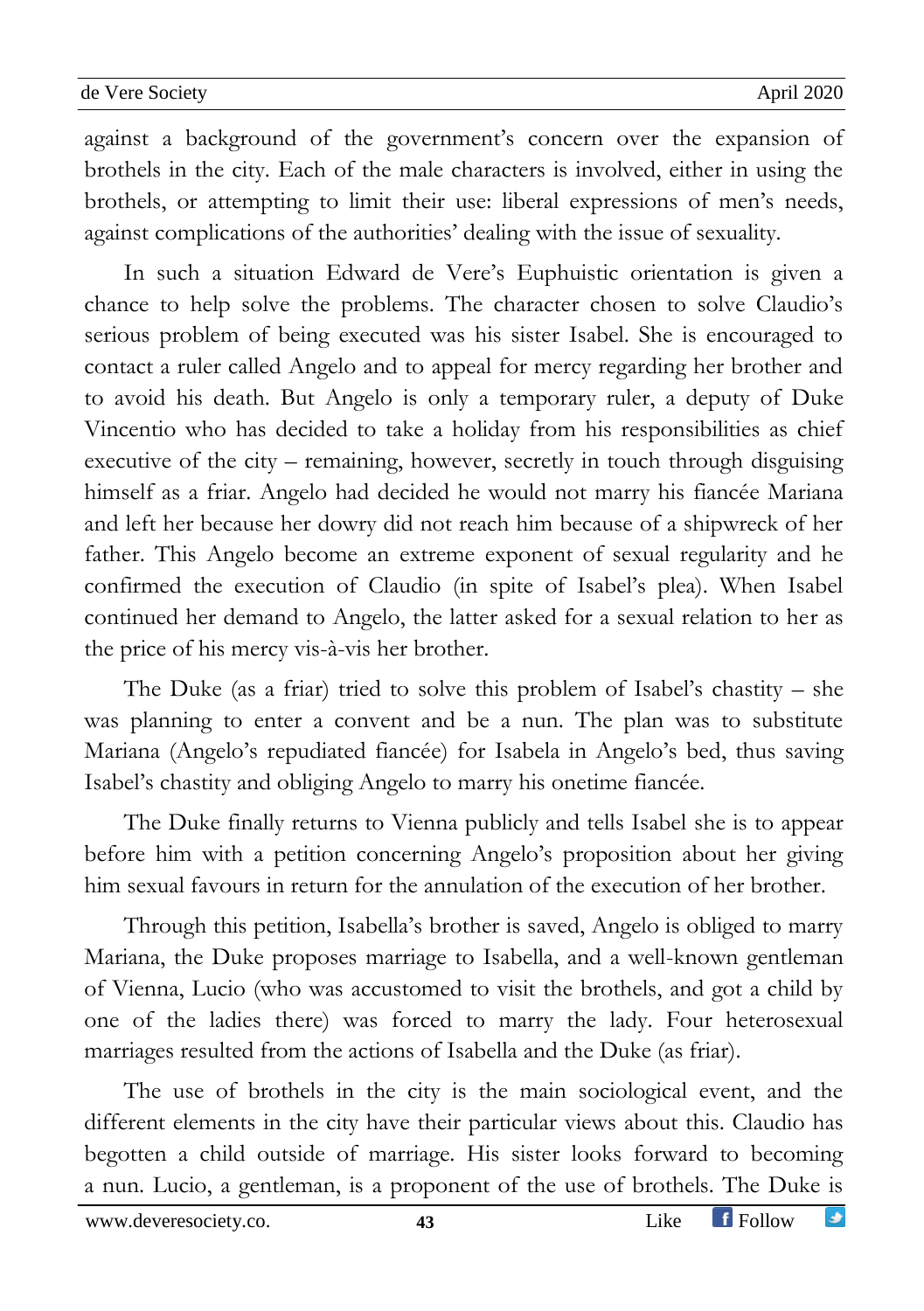against a background of the government's concern over the expansion of brothels in the city. Each of the male characters is involved, either in using the brothels, or attempting to limit their use: liberal expressions of men's needs, against complications of the authorities' dealing with the issue of sexuality.

In such a situation Edward de Vere's Euphuistic orientation is given a chance to help solve the problems. The character chosen to solve Claudio's serious problem of being executed was his sister Isabel. She is encouraged to contact a ruler called Angelo and to appeal for mercy regarding her brother and to avoid his death. But Angelo is only a temporary ruler, a deputy of Duke Vincentio who has decided to take a holiday from his responsibilities as chief executive of the city – remaining, however, secretly in touch through disguising himself as a friar. Angelo had decided he would not marry his fiancée Mariana and left her because her dowry did not reach him because of a shipwreck of her father. This Angelo become an extreme exponent of sexual regularity and he confirmed the execution of Claudio (in spite of Isabel's plea). When Isabel continued her demand to Angelo, the latter asked for a sexual relation to her as the price of his mercy vis-à-vis her brother.

The Duke (as a friar) tried to solve this problem of Isabel's chastity – she was planning to enter a convent and be a nun. The plan was to substitute Mariana (Angelo's repudiated fiancée) for Isabela in Angelo's bed, thus saving Isabel's chastity and obliging Angelo to marry his onetime fiancée.

The Duke finally returns to Vienna publicly and tells Isabel she is to appear before him with a petition concerning Angelo's proposition about her giving him sexual favours in return for the annulation of the execution of her brother.

Through this petition, Isabella's brother is saved, Angelo is obliged to marry Mariana, the Duke proposes marriage to Isabella, and a well-known gentleman of Vienna, Lucio (who was accustomed to visit the brothels, and got a child by one of the ladies there) was forced to marry the lady. Four heterosexual marriages resulted from the actions of Isabella and the Duke (as friar).

The use of brothels in the city is the main sociological event, and the different elements in the city have their particular views about this. Claudio has begotten a child outside of marriage. His sister looks forward to becoming a nun. Lucio, a gentleman, is a proponent of the use of brothels. The Duke is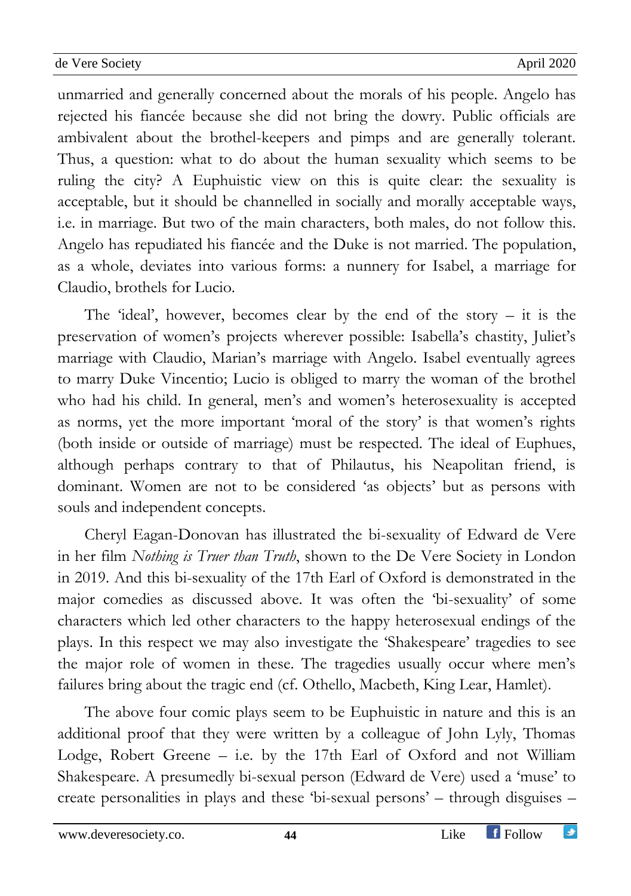unmarried and generally concerned about the morals of his people. Angelo has rejected his fiancée because she did not bring the dowry. Public officials are ambivalent about the brothel-keepers and pimps and are generally tolerant. Thus, a question: what to do about the human sexuality which seems to be ruling the city? A Euphuistic view on this is quite clear: the sexuality is acceptable, but it should be channelled in socially and morally acceptable ways, i.e. in marriage. But two of the main characters, both males, do not follow this. Angelo has repudiated his fiancée and the Duke is not married. The population, as a whole, deviates into various forms: a nunnery for Isabel, a marriage for Claudio, brothels for Lucio.

The 'ideal', however, becomes clear by the end of the story – it is the preservation of women's projects wherever possible: Isabella's chastity, Juliet's marriage with Claudio, Marian's marriage with Angelo. Isabel eventually agrees to marry Duke Vincentio; Lucio is obliged to marry the woman of the brothel who had his child. In general, men's and women's heterosexuality is accepted as norms, yet the more important 'moral of the story' is that women's rights (both inside or outside of marriage) must be respected. The ideal of Euphues, although perhaps contrary to that of Philautus, his Neapolitan friend, is dominant. Women are not to be considered 'as objects' but as persons with souls and independent concepts.

Cheryl Eagan-Donovan has illustrated the bi-sexuality of Edward de Vere in her film *Nothing is Truer than Truth*, shown to the De Vere Society in London in 2019. And this bi-sexuality of the 17th Earl of Oxford is demonstrated in the major comedies as discussed above. It was often the 'bi-sexuality' of some characters which led other characters to the happy heterosexual endings of the plays. In this respect we may also investigate the 'Shakespeare' tragedies to see the major role of women in these. The tragedies usually occur where men's failures bring about the tragic end (cf. Othello, Macbeth, King Lear, Hamlet).

The above four comic plays seem to be Euphuistic in nature and this is an additional proof that they were written by a colleague of John Lyly, Thomas Lodge, Robert Greene – i.e. by the 17th Earl of Oxford and not William Shakespeare. A presumedly bi-sexual person (Edward de Vere) used a 'muse' to create personalities in plays and these 'bi-sexual persons' – through disguises –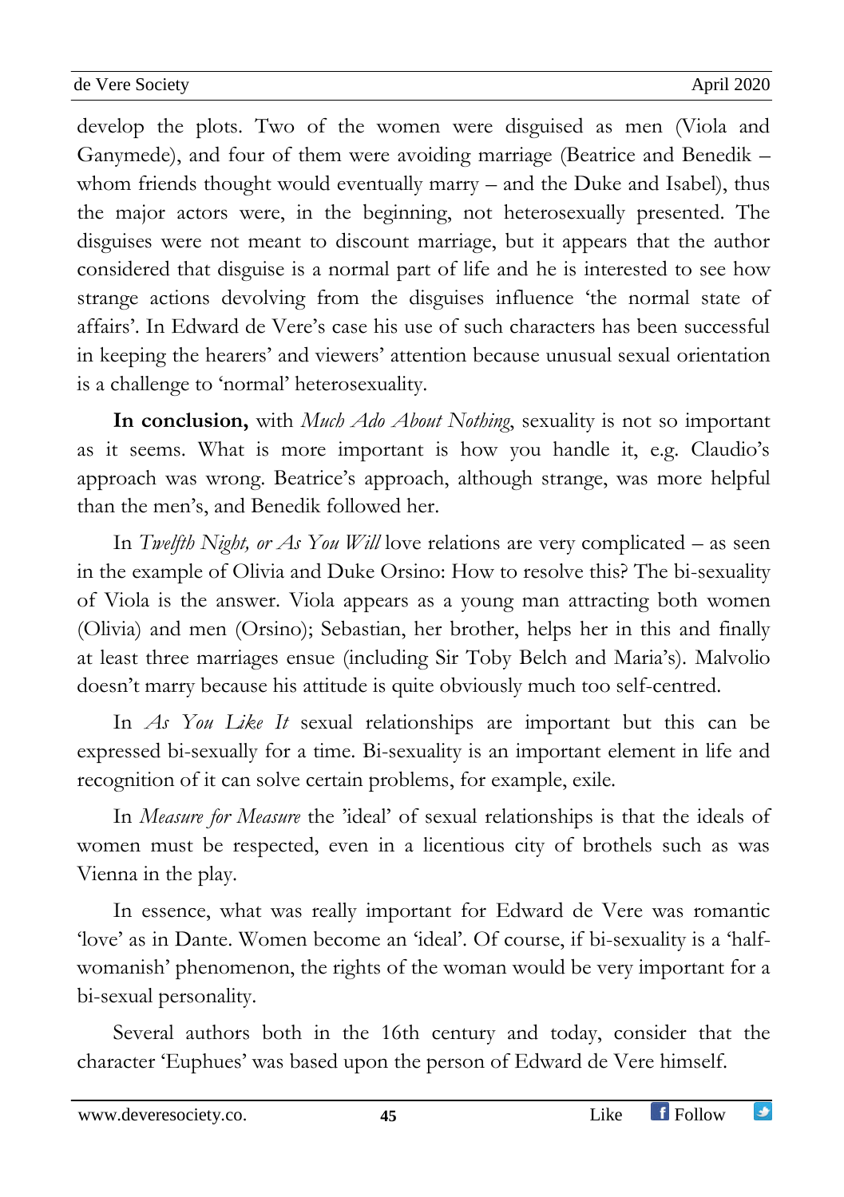develop the plots. Two of the women were disguised as men (Viola and Ganymede), and four of them were avoiding marriage (Beatrice and Benedik – whom friends thought would eventually marry – and the Duke and Isabel), thus the major actors were, in the beginning, not heterosexually presented. The disguises were not meant to discount marriage, but it appears that the author considered that disguise is a normal part of life and he is interested to see how strange actions devolving from the disguises influence 'the normal state of affairs'. In Edward de Vere's case his use of such characters has been successful in keeping the hearers' and viewers' attention because unusual sexual orientation is a challenge to 'normal' heterosexuality.

**In conclusion,** with *Much Ado About Nothing*, sexuality is not so important as it seems. What is more important is how you handle it, e.g. Claudio's approach was wrong. Beatrice's approach, although strange, was more helpful than the men's, and Benedik followed her.

In *Twelfth Night, or As You Will* love relations are very complicated – as seen in the example of Olivia and Duke Orsino: How to resolve this? The bi-sexuality of Viola is the answer. Viola appears as a young man attracting both women (Olivia) and men (Orsino); Sebastian, her brother, helps her in this and finally at least three marriages ensue (including Sir Toby Belch and Maria's). Malvolio doesn't marry because his attitude is quite obviously much too self-centred.

In *As You Like It* sexual relationships are important but this can be expressed bi-sexually for a time. Bi-sexuality is an important element in life and recognition of it can solve certain problems, for example, exile.

In *Measure for Measure* the 'ideal' of sexual relationships is that the ideals of women must be respected, even in a licentious city of brothels such as was Vienna in the play.

In essence, what was really important for Edward de Vere was romantic 'love' as in Dante. Women become an 'ideal'. Of course, if bi-sexuality is a 'half-womanish' phenomenon, the rights of the woman would be very important for a bi-sexual personality.

Several authors both in the 16th century and today, consider that the character 'Euphues' was based upon the person of Edward de Vere himself.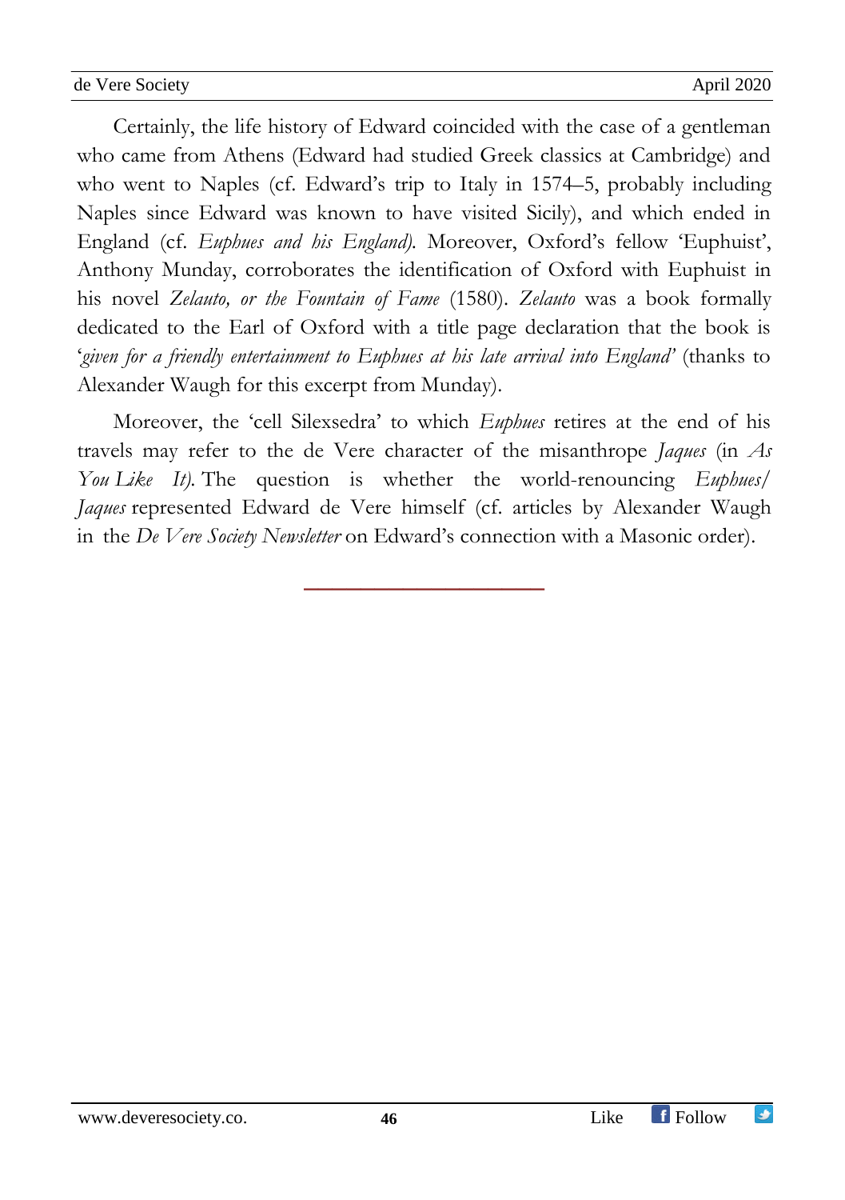Certainly, the life history of Edward coincided with the case of a gentleman who came from Athens (Edward had studied Greek classics at Cambridge) and who went to Naples (cf. Edward's trip to Italy in 1574–5, probably including Naples since Edward was known to have visited Sicily), and which ended in England (cf. *Euphues and his England).* Moreover, Oxford's fellow 'Euphuist', Anthony Munday, corroborates the identification of Oxford with Euphuist in his novel *Zelauto, or the Fountain of Fame* (1580). *Zelauto* was a book formally dedicated to the Earl of Oxford with a title page declaration that the book is '*given for a friendly entertainment to Euphues at his late arrival into England*' (thanks to Alexander Waugh for this excerpt from Munday).

Moreover, the 'cell Silexsedra' to which *Euphues* retires at the end of his travels may refer to the de Vere character of the misanthrope *Jaques* (in *As You Like It).* The question is whether the world-renouncing *Euphues/ Jaques* represented Edward de Vere himself (cf. articles by Alexander Waugh in the *De Vere Society Newsletter* on Edward's connection with a Masonic order).

---